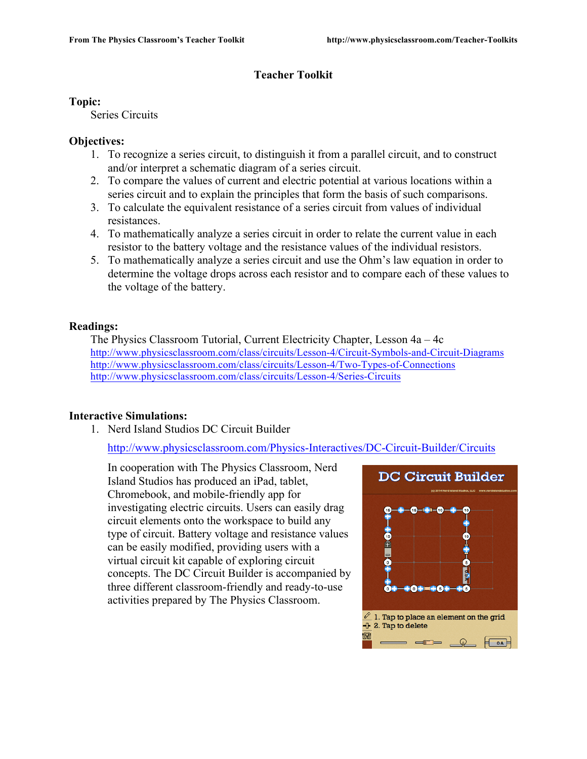# Teacher Toolkit

**Topic:**

Series Circuits

**Objectives:**

1. To recognize a series circuit, to distinguish it from a parallel circuit, and to construct and/or interpret a schematic diagram of a series circuit.
2. To compare the values of current and electric potential at various locations within a series circuit and to explain the principles that form the basis of such comparisons.
3. To calculate the equivalent resistance of a series circuit from values of individual resistances.
4. To mathematically analyze a series circuit in order to relate the current value in each resistor to the battery voltage and the resistance values of the individual resistors.
5. To mathematically analyze a series circuit and use the Ohm's law equation in order to determine the voltage drops across each resistor and to compare each of these values to the voltage of the battery.

**Readings:**

The Physics Classroom Tutorial, Current Electricity Chapter, Lesson 4a – 4c
http://www.physicsclassroom.com/class/circuits/Lesson-4/Circuit-Symbols-and-Circuit-Diagrams
http://www.physicsclassroom.com/class/circuits/Lesson-4/Two-Types-of-Connections
http://www.physicsclassroom.com/class/circuits/Lesson-4/Series-Circuits

**Interactive Simulations:**

1. Nerd Island Studios DC Circuit Builder

   http://www.physicsclassroom.com/Physics-Interactives/DC-Circuit-Builder/Circuits

   In cooperation with The Physics Classroom, Nerd Island Studios has produced an iPad, tablet, Chromebook, and mobile-friendly app for investigating electric circuits. Users can easily drag circuit elements onto the workspace to build any type of circuit. Battery voltage and resistance values can be easily modified, providing users with a virtual circuit kit capable of exploring circuit concepts. The DC Circuit Builder is accompanied by three different classroom-friendly and ready-to-use activities prepared by The Physics Classroom.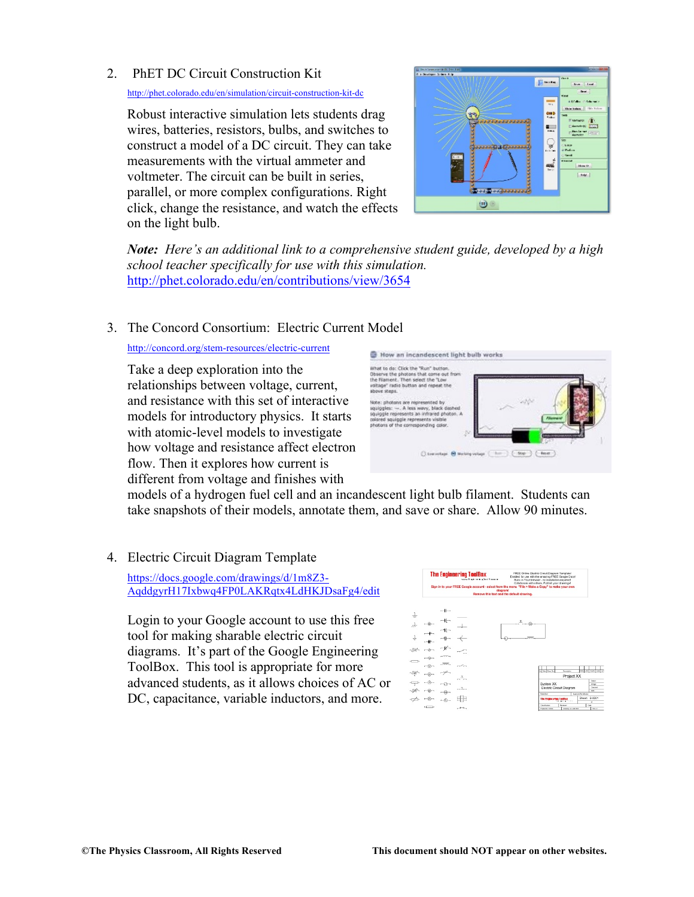2. PhET DC Circuit Construction Kit

   http://phet.colorado.edu/en/simulation/circuit-construction-kit-dc

   Robust interactive simulation lets students drag wires, batteries, resistors, bulbs, and switches to construct a model of a DC circuit. They can take measurements with the virtual ammeter and voltmeter. The circuit can be built in series, parallel, or more complex configurations. Right click, change the resistance, and watch the effects on the light bulb.

   ***Note:*** *Here's an additional link to a comprehensive student guide, developed by a high school teacher specifically for use with this simulation.* http://phet.colorado.edu/en/contributions/view/3654

3. The Concord Consortium: Electric Current Model

   http://concord.org/stem-resources/electric-current

   Take a deep exploration into the relationships between voltage, current, and resistance with this set of interactive models for introductory physics. It starts with atomic-level models to investigate how voltage and resistance affect electron flow. Then it explores how current is different from voltage and finishes with models of a hydrogen fuel cell and an incandescent light bulb filament. Students can take snapshots of their models, annotate them, and save or share. Allow 90 minutes.

4. Electric Circuit Diagram Template

   https://docs.google.com/drawings/d/1m8Z3-AqddgyrH17Ixbwq4FP0LAKRqtx4LdHKJDsaFg4/edit

   Login to your Google account to use this free tool for making sharable electric circuit diagrams. It's part of the Google Engineering ToolBox. This tool is appropriate for more advanced students, as it allows choices of AC or DC, capacitance, variable inductors, and more.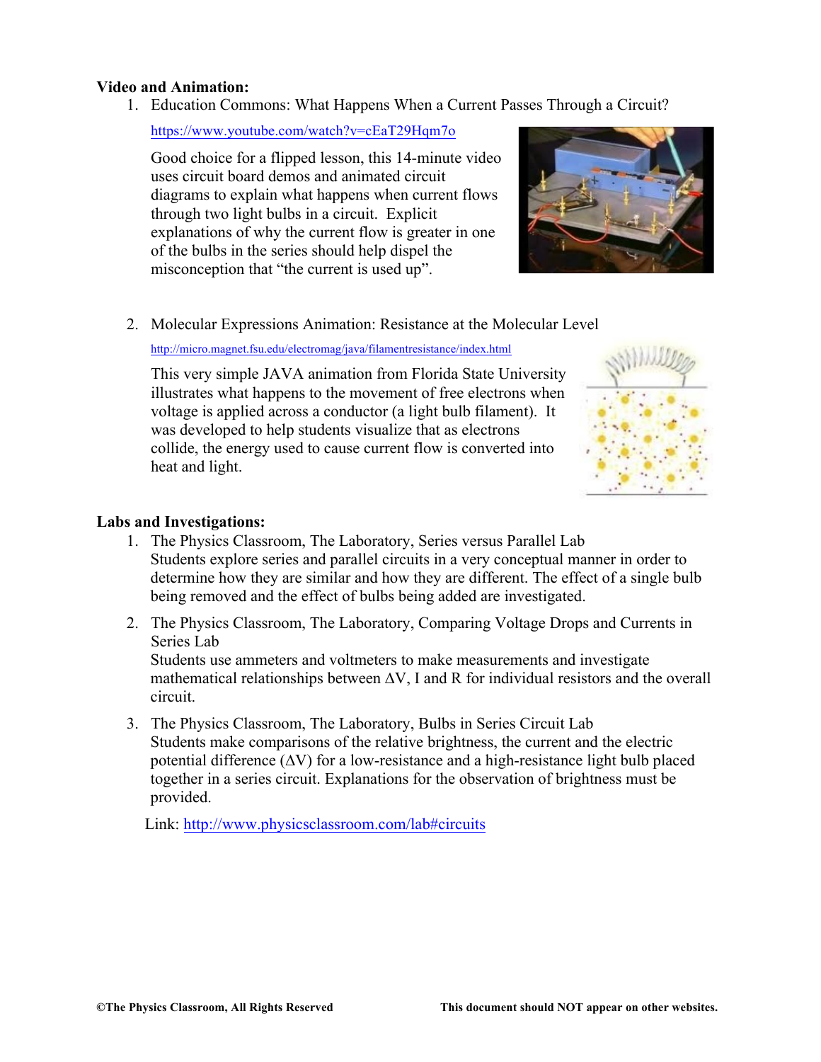**Video and Animation:**

1. Education Commons: What Happens When a Current Passes Through a Circuit?

   https://www.youtube.com/watch?v=cEaT29Hqm7o

   Good choice for a flipped lesson, this 14-minute video uses circuit board demos and animated circuit diagrams to explain what happens when current flows through two light bulbs in a circuit. Explicit explanations of why the current flow is greater in one of the bulbs in the series should help dispel the misconception that "the current is used up".

2. Molecular Expressions Animation: Resistance at the Molecular Level

   http://micro.magnet.fsu.edu/electromag/java/filamentresistance/index.html

   This very simple JAVA animation from Florida State University illustrates what happens to the movement of free electrons when voltage is applied across a conductor (a light bulb filament). It was developed to help students visualize that as electrons collide, the energy used to cause current flow is converted into heat and light.

**Labs and Investigations:**

1. The Physics Classroom, The Laboratory, Series versus Parallel Lab
   Students explore series and parallel circuits in a very conceptual manner in order to determine how they are similar and how they are different. The effect of a single bulb being removed and the effect of bulbs being added are investigated.

2. The Physics Classroom, The Laboratory, Comparing Voltage Drops and Currents in Series Lab
   Students use ammeters and voltmeters to make measurements and investigate mathematical relationships between $\Delta V$, I and R for individual resistors and the overall circuit.

3. The Physics Classroom, The Laboratory, Bulbs in Series Circuit Lab
   Students make comparisons of the relative brightness, the current and the electric potential difference ($\Delta V$) for a low-resistance and a high-resistance light bulb placed together in a series circuit. Explanations for the observation of brightness must be provided.

   Link: http://www.physicsclassroom.com/lab#circuits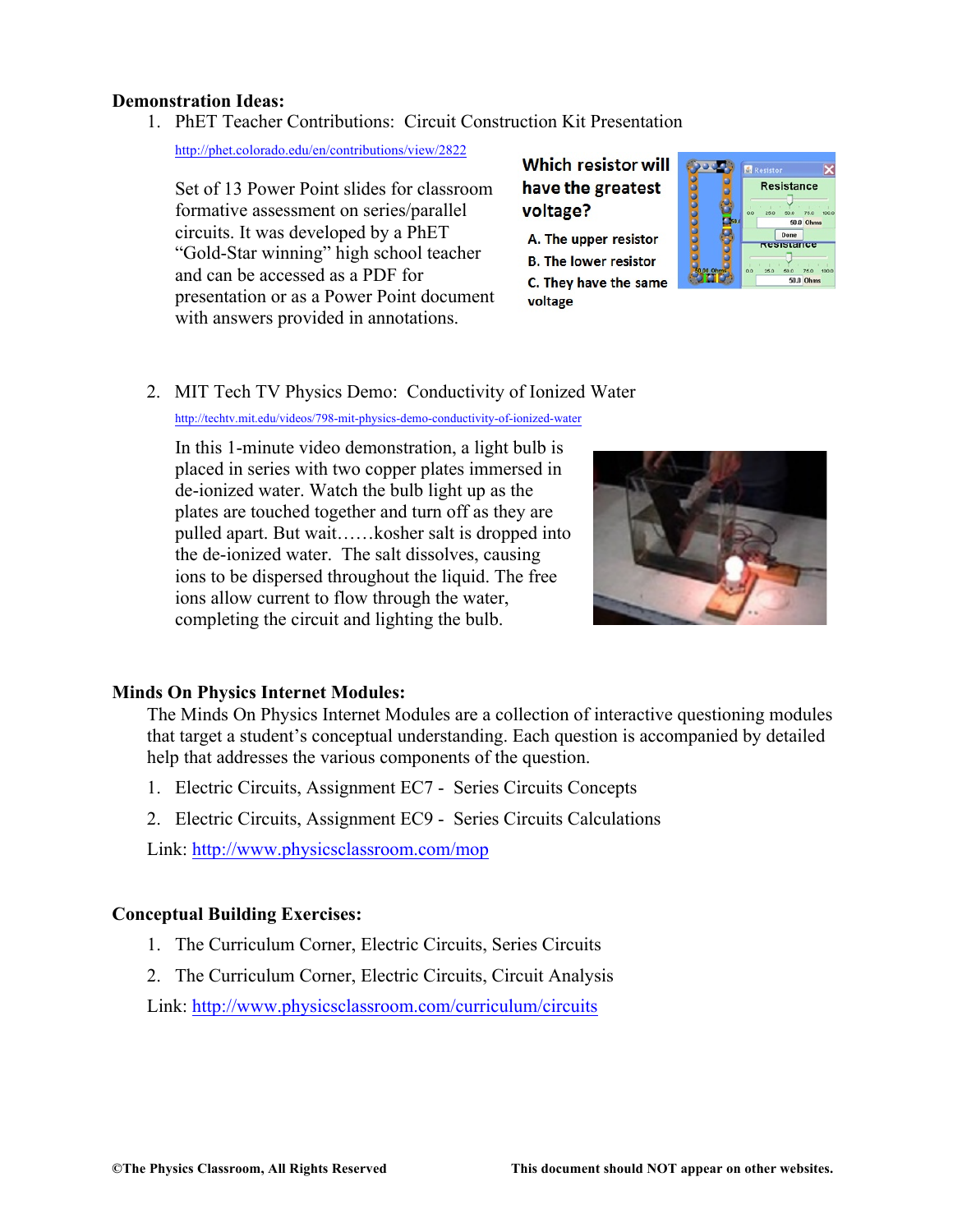**Demonstration Ideas:**

1. PhET Teacher Contributions: Circuit Construction Kit Presentation

   http://phet.colorado.edu/en/contributions/view/2822

   Set of 13 Power Point slides for classroom formative assessment on series/parallel circuits. It was developed by a PhET "Gold-Star winning" high school teacher and can be accessed as a PDF for presentation or as a Power Point document with answers provided in annotations.

   **Which resistor will have the greatest voltage?**

   **A. The upper resistor**

   **B. The lower resistor**

   **C. They have the same voltage**

2. MIT Tech TV Physics Demo: Conductivity of Ionized Water

   http://techtv.mit.edu/videos/798-mit-physics-demo-conductivity-of-ionized-water

   In this 1-minute video demonstration, a light bulb is placed in series with two copper plates immersed in de-ionized water. Watch the bulb light up as the plates are touched together and turn off as they are pulled apart. But wait……kosher salt is dropped into the de-ionized water. The salt dissolves, causing ions to be dispersed throughout the liquid. The free ions allow current to flow through the water, completing the circuit and lighting the bulb.

**Minds On Physics Internet Modules:**

The Minds On Physics Internet Modules are a collection of interactive questioning modules that target a student's conceptual understanding. Each question is accompanied by detailed help that addresses the various components of the question.

1. Electric Circuits, Assignment EC7 - Series Circuits Concepts
2. Electric Circuits, Assignment EC9 - Series Circuits Calculations

Link: http://www.physicsclassroom.com/mop

**Conceptual Building Exercises:**

1. The Curriculum Corner, Electric Circuits, Series Circuits
2. The Curriculum Corner, Electric Circuits, Circuit Analysis

Link: http://www.physicsclassroom.com/curriculum/circuits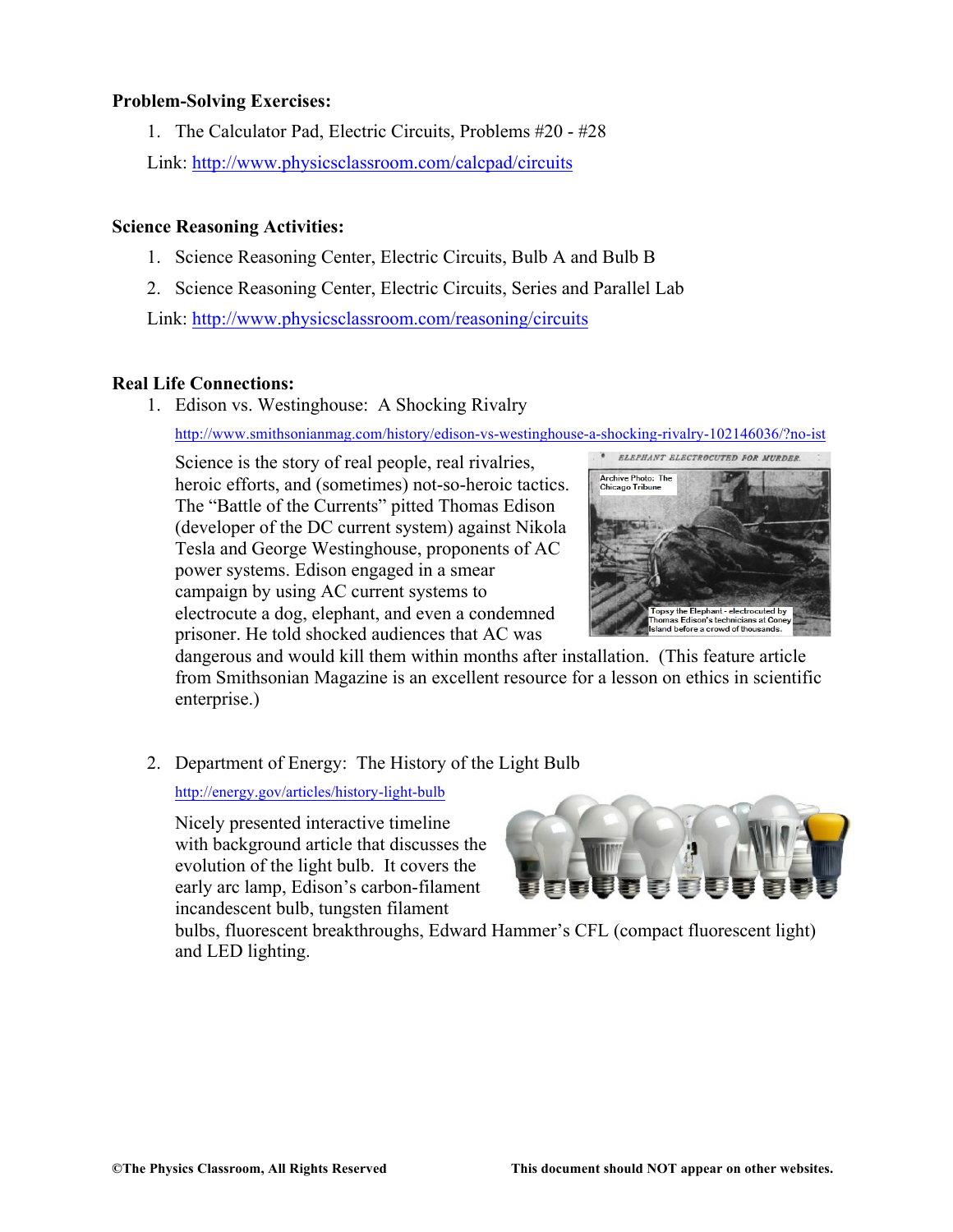**Problem-Solving Exercises:**

1. The Calculator Pad, Electric Circuits, Problems #20 - #28

Link: http://www.physicsclassroom.com/calcpad/circuits

**Science Reasoning Activities:**

1. Science Reasoning Center, Electric Circuits, Bulb A and Bulb B
2. Science Reasoning Center, Electric Circuits, Series and Parallel Lab

Link: http://www.physicsclassroom.com/reasoning/circuits

**Real Life Connections:**

1. Edison vs. Westinghouse: A Shocking Rivalry

   http://www.smithsonianmag.com/history/edison-vs-westinghouse-a-shocking-rivalry-102146036/?no-ist

   Science is the story of real people, real rivalries, heroic efforts, and (sometimes) not-so-heroic tactics. The "Battle of the Currents" pitted Thomas Edison (developer of the DC current system) against Nikola Tesla and George Westinghouse, proponents of AC power systems. Edison engaged in a smear campaign by using AC current systems to electrocute a dog, elephant, and even a condemned prisoner. He told shocked audiences that AC was dangerous and would kill them within months after installation. (This feature article from Smithsonian Magazine is an excellent resource for a lesson on ethics in scientific enterprise.)

   Archive Photo: The Chicago Tribune

   Topsy the Elephant - electrocuted by Thomas Edison's technicians at Coney Island before a crowd of thousands.

2. Department of Energy: The History of the Light Bulb

   http://energy.gov/articles/history-light-bulb

   Nicely presented interactive timeline with background article that discusses the evolution of the light bulb. It covers the early arc lamp, Edison's carbon-filament incandescent bulb, tungsten filament bulbs, fluorescent breakthroughs, Edward Hammer's CFL (compact fluorescent light) and LED lighting.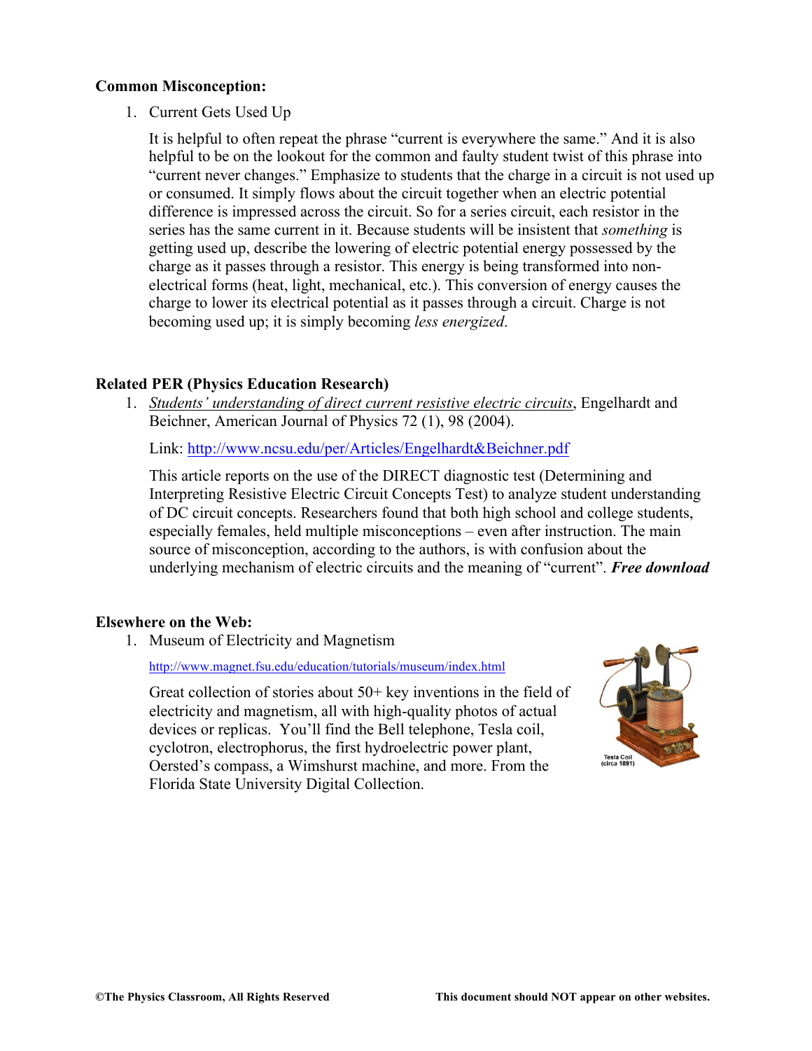**Common Misconception:**

1. Current Gets Used Up

   It is helpful to often repeat the phrase "current is everywhere the same." And it is also helpful to be on the lookout for the common and faulty student twist of this phrase into "current never changes." Emphasize to students that the charge in a circuit is not used up or consumed. It simply flows about the circuit together when an electric potential difference is impressed across the circuit. So for a series circuit, each resistor in the series has the same current in it. Because students will be insistent that *something* is getting used up, describe the lowering of electric potential energy possessed by the charge as it passes through a resistor. This energy is being transformed into non-electrical forms (heat, light, mechanical, etc.). This conversion of energy causes the charge to lower its electrical potential as it passes through a circuit. Charge is not becoming used up; it is simply becoming *less energized*.

**Related PER (Physics Education Research)**

1. *Students' understanding of direct current resistive electric circuits*, Engelhardt and Beichner, American Journal of Physics 72 (1), 98 (2004).

   Link: http://www.ncsu.edu/per/Articles/Engelhardt&Beichner.pdf

   This article reports on the use of the DIRECT diagnostic test (Determining and Interpreting Resistive Electric Circuit Concepts Test) to analyze student understanding of DC circuit concepts. Researchers found that both high school and college students, especially females, held multiple misconceptions – even after instruction. The main source of misconception, according to the authors, is with confusion about the underlying mechanism of electric circuits and the meaning of "current". ***Free download***

**Elsewhere on the Web:**

1. Museum of Electricity and Magnetism

   http://www.magnet.fsu.edu/education/tutorials/museum/index.html

   Great collection of stories about 50+ key inventions in the field of electricity and magnetism, all with high-quality photos of actual devices or replicas. You'll find the Bell telephone, Tesla coil, cyclotron, electrophorus, the first hydroelectric power plant, Oersted's compass, a Wimshurst machine, and more. From the Florida State University Digital Collection.

   Tesla Coil (circa 1891)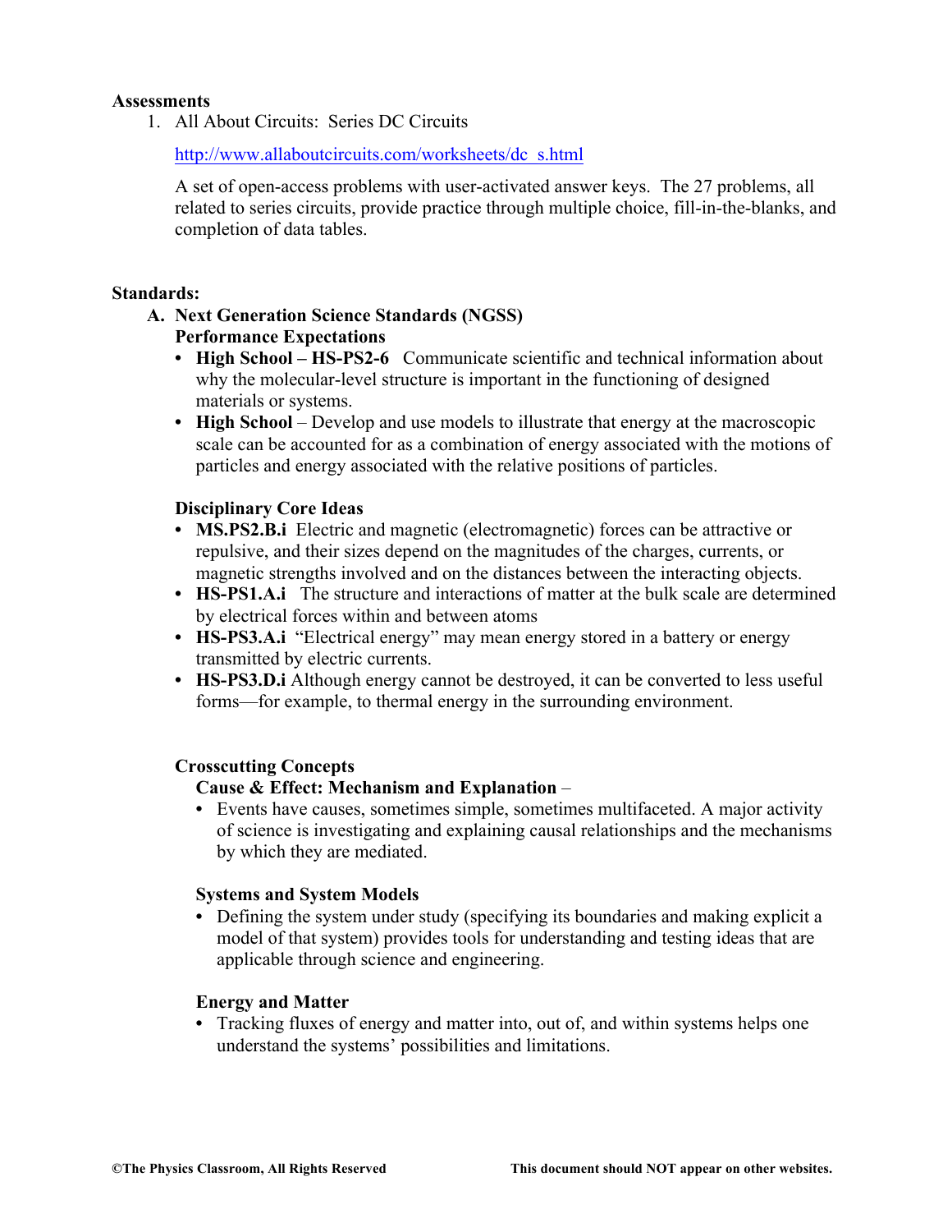**Assessments**

1. All About Circuits: Series DC Circuits

   http://www.allaboutcircuits.com/worksheets/dc_s.html

   A set of open-access problems with user-activated answer keys. The 27 problems, all related to series circuits, provide practice through multiple choice, fill-in-the-blanks, and completion of data tables.

**Standards:**

A. **Next Generation Science Standards (NGSS)**

   **Performance Expectations**

   - **High School – HS-PS2-6** Communicate scientific and technical information about why the molecular-level structure is important in the functioning of designed materials or systems.
   - **High School** – Develop and use models to illustrate that energy at the macroscopic scale can be accounted for as a combination of energy associated with the motions of particles and energy associated with the relative positions of particles.

   **Disciplinary Core Ideas**

   - **MS.PS2.B.i** Electric and magnetic (electromagnetic) forces can be attractive or repulsive, and their sizes depend on the magnitudes of the charges, currents, or magnetic strengths involved and on the distances between the interacting objects.
   - **HS-PS1.A.i** The structure and interactions of matter at the bulk scale are determined by electrical forces within and between atoms
   - **HS-PS3.A.i** "Electrical energy" may mean energy stored in a battery or energy transmitted by electric currents.
   - **HS-PS3.D.i** Although energy cannot be destroyed, it can be converted to less useful forms—for example, to thermal energy in the surrounding environment.

   **Crosscutting Concepts**

   **Cause & Effect: Mechanism and Explanation** –

   - Events have causes, sometimes simple, sometimes multifaceted. A major activity of science is investigating and explaining causal relationships and the mechanisms by which they are mediated.

   **Systems and System Models**

   - Defining the system under study (specifying its boundaries and making explicit a model of that system) provides tools for understanding and testing ideas that are applicable through science and engineering.

   **Energy and Matter**

   - Tracking fluxes of energy and matter into, out of, and within systems helps one understand the systems' possibilities and limitations.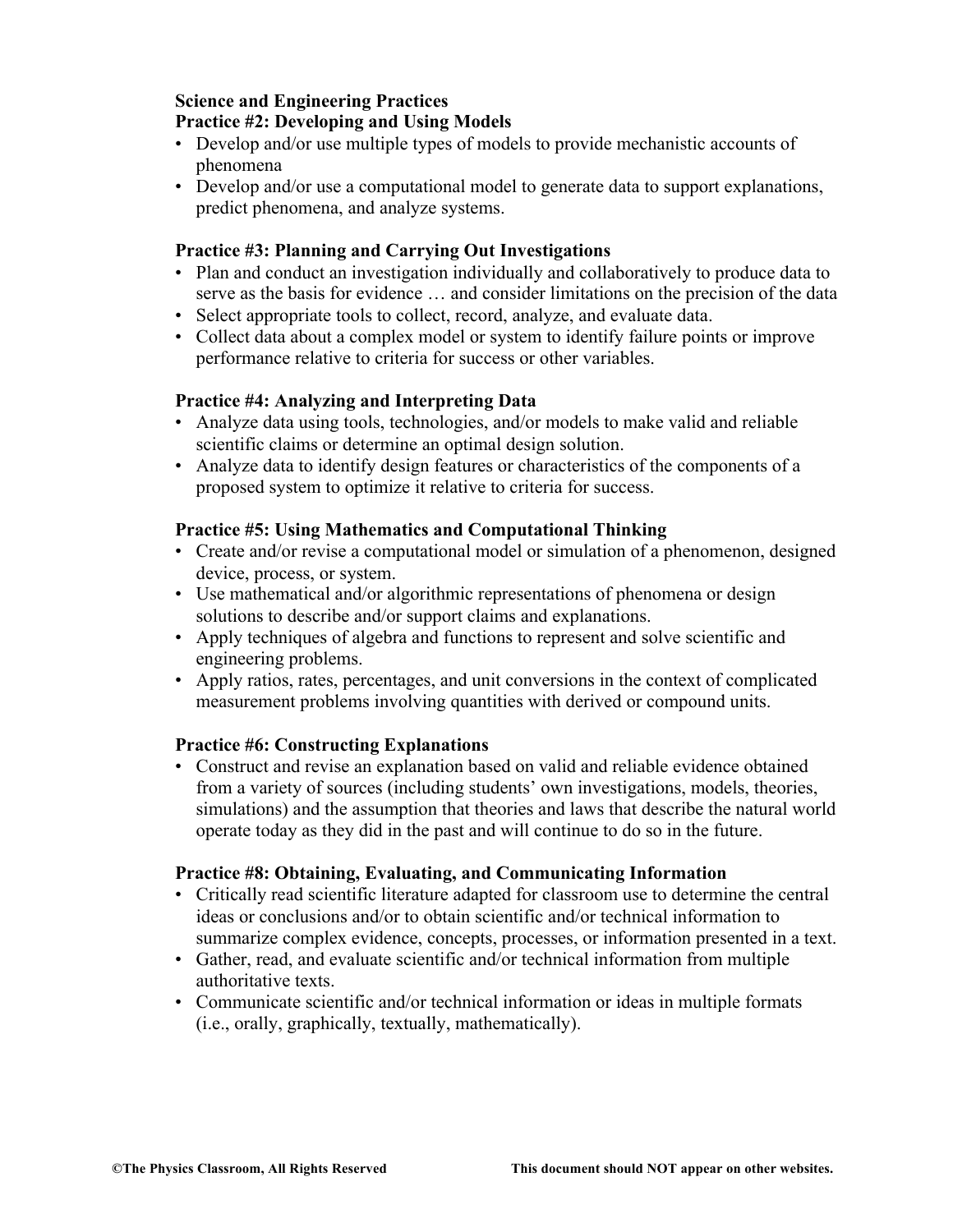**Science and Engineering Practices**

**Practice #2: Developing and Using Models**

- Develop and/or use multiple types of models to provide mechanistic accounts of phenomena
- Develop and/or use a computational model to generate data to support explanations, predict phenomena, and analyze systems.

**Practice #3: Planning and Carrying Out Investigations**

- Plan and conduct an investigation individually and collaboratively to produce data to serve as the basis for evidence … and consider limitations on the precision of the data
- Select appropriate tools to collect, record, analyze, and evaluate data.
- Collect data about a complex model or system to identify failure points or improve performance relative to criteria for success or other variables.

**Practice #4: Analyzing and Interpreting Data**

- Analyze data using tools, technologies, and/or models to make valid and reliable scientific claims or determine an optimal design solution.
- Analyze data to identify design features or characteristics of the components of a proposed system to optimize it relative to criteria for success.

**Practice #5: Using Mathematics and Computational Thinking**

- Create and/or revise a computational model or simulation of a phenomenon, designed device, process, or system.
- Use mathematical and/or algorithmic representations of phenomena or design solutions to describe and/or support claims and explanations.
- Apply techniques of algebra and functions to represent and solve scientific and engineering problems.
- Apply ratios, rates, percentages, and unit conversions in the context of complicated measurement problems involving quantities with derived or compound units.

**Practice #6: Constructing Explanations**

- Construct and revise an explanation based on valid and reliable evidence obtained from a variety of sources (including students' own investigations, models, theories, simulations) and the assumption that theories and laws that describe the natural world operate today as they did in the past and will continue to do so in the future.

**Practice #8: Obtaining, Evaluating, and Communicating Information**

- Critically read scientific literature adapted for classroom use to determine the central ideas or conclusions and/or to obtain scientific and/or technical information to summarize complex evidence, concepts, processes, or information presented in a text.
- Gather, read, and evaluate scientific and/or technical information from multiple authoritative texts.
- Communicate scientific and/or technical information or ideas in multiple formats (i.e., orally, graphically, textually, mathematically).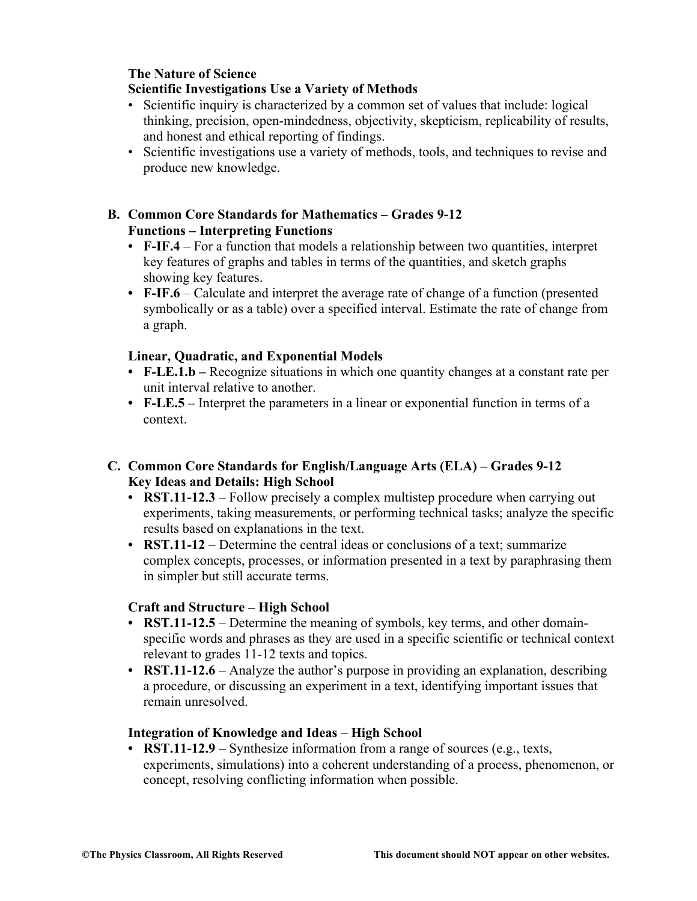**The Nature of Science**
**Scientific Investigations Use a Variety of Methods**

- Scientific inquiry is characterized by a common set of values that include: logical thinking, precision, open-mindedness, objectivity, skepticism, replicability of results, and honest and ethical reporting of findings.
- Scientific investigations use a variety of methods, tools, and techniques to revise and produce new knowledge.

**B. Common Core Standards for Mathematics – Grades 9-12**
**Functions – Interpreting Functions**

- **F-IF.4** – For a function that models a relationship between two quantities, interpret key features of graphs and tables in terms of the quantities, and sketch graphs showing key features.
- **F-IF.6** – Calculate and interpret the average rate of change of a function (presented symbolically or as a table) over a specified interval. Estimate the rate of change from a graph.

**Linear, Quadratic, and Exponential Models**

- **F-LE.1.b –** Recognize situations in which one quantity changes at a constant rate per unit interval relative to another.
- **F-LE.5 –** Interpret the parameters in a linear or exponential function in terms of a context.

**C. Common Core Standards for English/Language Arts (ELA) – Grades 9-12**
**Key Ideas and Details: High School**

- **RST.11-12.3** – Follow precisely a complex multistep procedure when carrying out experiments, taking measurements, or performing technical tasks; analyze the specific results based on explanations in the text.
- **RST.11-12** – Determine the central ideas or conclusions of a text; summarize complex concepts, processes, or information presented in a text by paraphrasing them in simpler but still accurate terms.

**Craft and Structure – High School**

- **RST.11-12.5** – Determine the meaning of symbols, key terms, and other domain-specific words and phrases as they are used in a specific scientific or technical context relevant to grades 11-12 texts and topics.
- **RST.11-12.6** – Analyze the author's purpose in providing an explanation, describing a procedure, or discussing an experiment in a text, identifying important issues that remain unresolved.

**Integration of Knowledge and Ideas** – **High School**

- **RST.11-12.9** – Synthesize information from a range of sources (e.g., texts, experiments, simulations) into a coherent understanding of a process, phenomenon, or concept, resolving conflicting information when possible.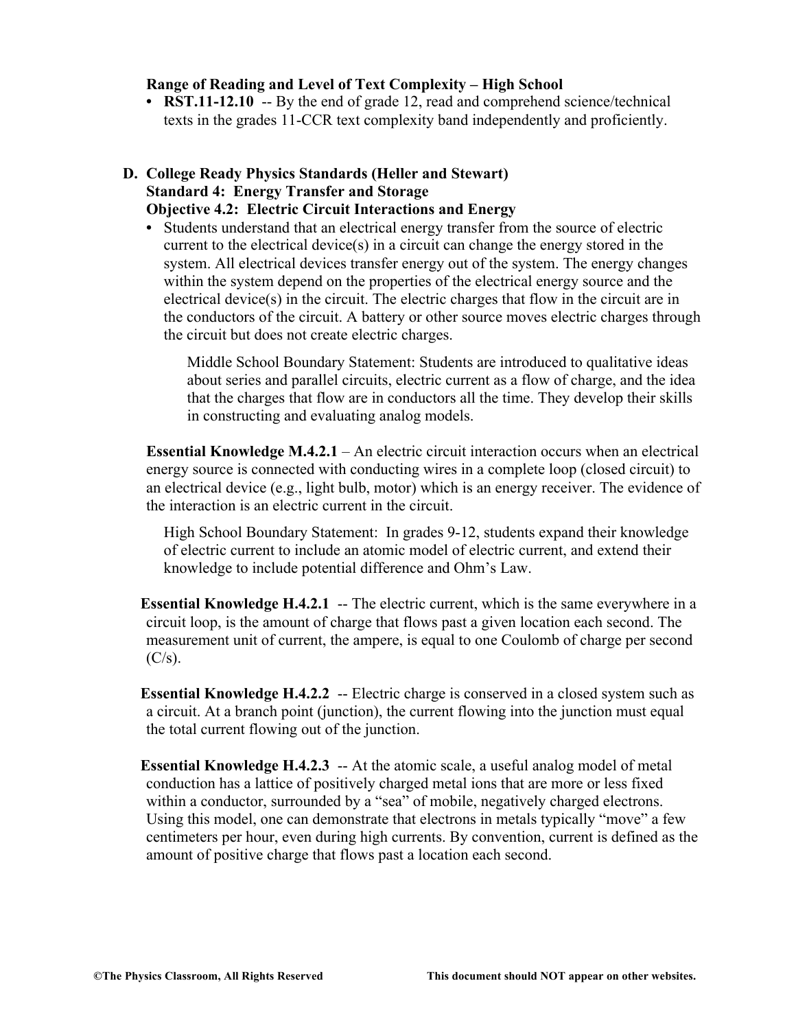**Range of Reading and Level of Text Complexity – High School**

- **RST.11-12.10** -- By the end of grade 12, read and comprehend science/technical texts in the grades 11-CCR text complexity band independently and proficiently.

**D. College Ready Physics Standards (Heller and Stewart)**
**Standard 4: Energy Transfer and Storage**
**Objective 4.2: Electric Circuit Interactions and Energy**

- Students understand that an electrical energy transfer from the source of electric current to the electrical device(s) in a circuit can change the energy stored in the system. All electrical devices transfer energy out of the system. The energy changes within the system depend on the properties of the electrical energy source and the electrical device(s) in the circuit. The electric charges that flow in the circuit are in the conductors of the circuit. A battery or other source moves electric charges through the circuit but does not create electric charges.

  Middle School Boundary Statement: Students are introduced to qualitative ideas about series and parallel circuits, electric current as a flow of charge, and the idea that the charges that flow are in conductors all the time. They develop their skills in constructing and evaluating analog models.

**Essential Knowledge M.4.2.1** – An electric circuit interaction occurs when an electrical energy source is connected with conducting wires in a complete loop (closed circuit) to an electrical device (e.g., light bulb, motor) which is an energy receiver. The evidence of the interaction is an electric current in the circuit.

High School Boundary Statement: In grades 9-12, students expand their knowledge of electric current to include an atomic model of electric current, and extend their knowledge to include potential difference and Ohm's Law.

**Essential Knowledge H.4.2.1** -- The electric current, which is the same everywhere in a circuit loop, is the amount of charge that flows past a given location each second. The measurement unit of current, the ampere, is equal to one Coulomb of charge per second (C/s).

**Essential Knowledge H.4.2.2** -- Electric charge is conserved in a closed system such as a circuit. At a branch point (junction), the current flowing into the junction must equal the total current flowing out of the junction.

**Essential Knowledge H.4.2.3** -- At the atomic scale, a useful analog model of metal conduction has a lattice of positively charged metal ions that are more or less fixed within a conductor, surrounded by a "sea" of mobile, negatively charged electrons. Using this model, one can demonstrate that electrons in metals typically "move" a few centimeters per hour, even during high currents. By convention, current is defined as the amount of positive charge that flows past a location each second.